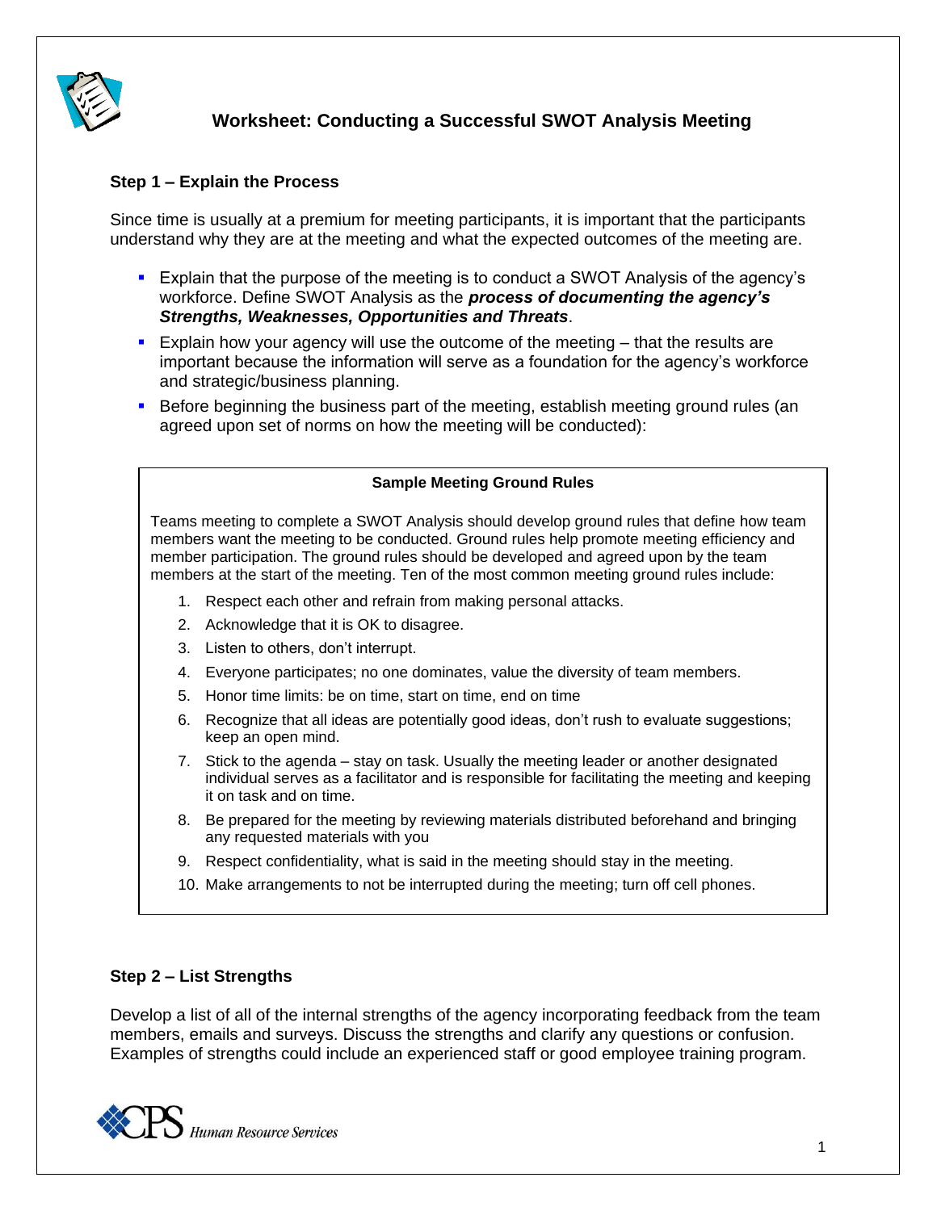# Worksheet: Conducting a Successful SWOT Analysis Meeting

### Step 1 – Explain the Process

Since time is usually at a premium for meeting participants, it is important that the participants understand why they are at the meeting and what the expected outcomes of the meeting are.

- Explain that the purpose of the meeting is to conduct a SWOT Analysis of the agency's workforce. Define SWOT Analysis as the ***process of documenting the agency's Strengths, Weaknesses, Opportunities and Threats***.
- Explain how your agency will use the outcome of the meeting – that the results are important because the information will serve as a foundation for the agency's workforce and strategic/business planning.
- Before beginning the business part of the meeting, establish meeting ground rules (an agreed upon set of norms on how the meeting will be conducted):

**Sample Meeting Ground Rules**

Teams meeting to complete a SWOT Analysis should develop ground rules that define how team members want the meeting to be conducted. Ground rules help promote meeting efficiency and member participation. The ground rules should be developed and agreed upon by the team members at the start of the meeting. Ten of the most common meeting ground rules include:

1. Respect each other and refrain from making personal attacks.
2. Acknowledge that it is OK to disagree.
3. Listen to others, don't interrupt.
4. Everyone participates; no one dominates, value the diversity of team members.
5. Honor time limits: be on time, start on time, end on time
6. Recognize that all ideas are potentially good ideas, don't rush to evaluate suggestions; keep an open mind.
7. Stick to the agenda – stay on task. Usually the meeting leader or another designated individual serves as a facilitator and is responsible for facilitating the meeting and keeping it on task and on time.
8. Be prepared for the meeting by reviewing materials distributed beforehand and bringing any requested materials with you
9. Respect confidentiality, what is said in the meeting should stay in the meeting.
10. Make arrangements to not be interrupted during the meeting; turn off cell phones.

### Step 2 – List Strengths

Develop a list of all of the internal strengths of the agency incorporating feedback from the team members, emails and surveys. Discuss the strengths and clarify any questions or confusion. Examples of strengths could include an experienced staff or good employee training program.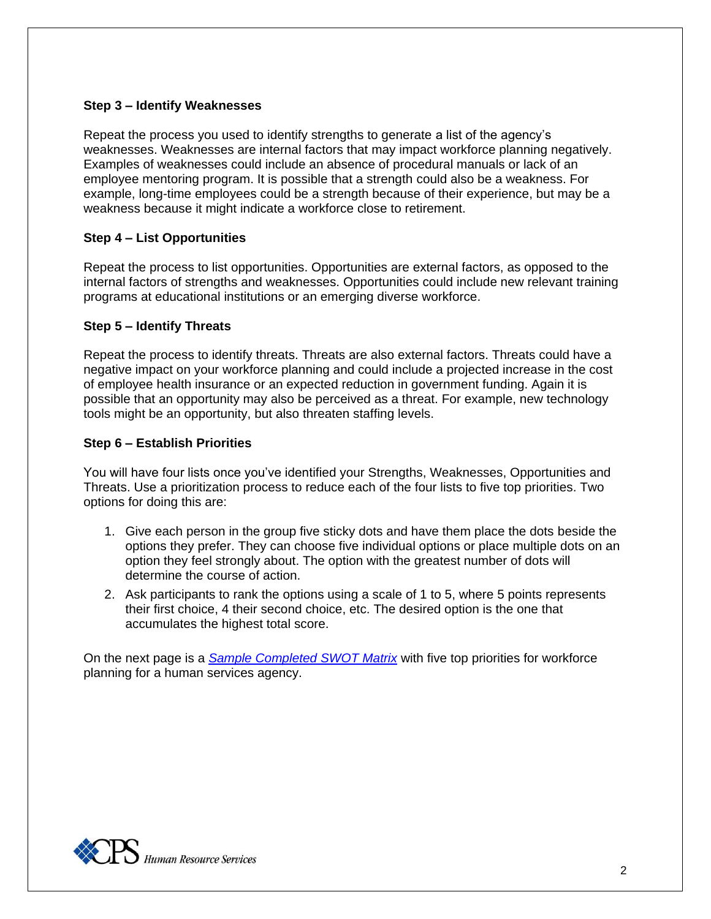**Step 3 – Identify Weaknesses**

Repeat the process you used to identify strengths to generate a list of the agency's weaknesses. Weaknesses are internal factors that may impact workforce planning negatively. Examples of weaknesses could include an absence of procedural manuals or lack of an employee mentoring program. It is possible that a strength could also be a weakness. For example, long-time employees could be a strength because of their experience, but may be a weakness because it might indicate a workforce close to retirement.

**Step 4 – List Opportunities**

Repeat the process to list opportunities. Opportunities are external factors, as opposed to the internal factors of strengths and weaknesses. Opportunities could include new relevant training programs at educational institutions or an emerging diverse workforce.

**Step 5 – Identify Threats**

Repeat the process to identify threats. Threats are also external factors. Threats could have a negative impact on your workforce planning and could include a projected increase in the cost of employee health insurance or an expected reduction in government funding. Again it is possible that an opportunity may also be perceived as a threat. For example, new technology tools might be an opportunity, but also threaten staffing levels.

**Step 6 – Establish Priorities**

You will have four lists once you've identified your Strengths, Weaknesses, Opportunities and Threats. Use a prioritization process to reduce each of the four lists to five top priorities. Two options for doing this are:

1. Give each person in the group five sticky dots and have them place the dots beside the options they prefer. They can choose five individual options or place multiple dots on an option they feel strongly about. The option with the greatest number of dots will determine the course of action.
2. Ask participants to rank the options using a scale of 1 to 5, where 5 points represents their first choice, 4 their second choice, etc. The desired option is the one that accumulates the highest total score.

On the next page is a *Sample Completed SWOT Matrix* with five top priorities for workforce planning for a human services agency.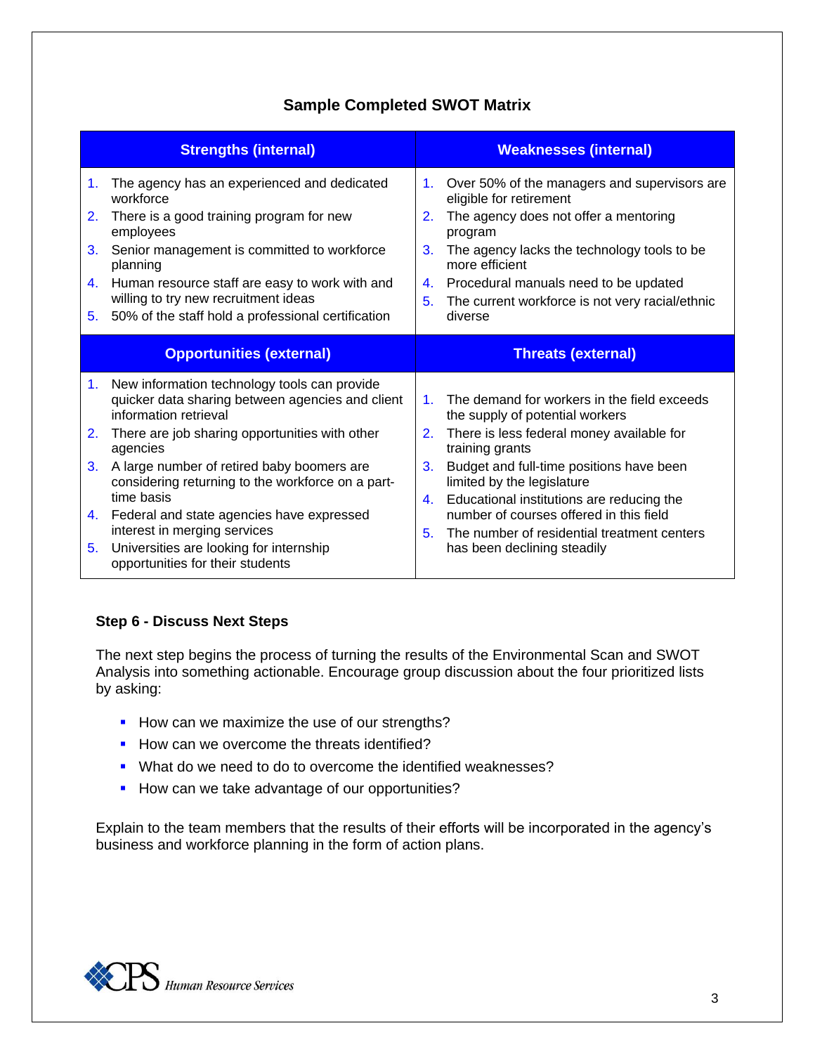## Sample Completed SWOT Matrix

| Strengths (internal) | Weaknesses (internal) |
|---|---|
| 1. The agency has an experienced and dedicated workforce<br>2. There is a good training program for new employees<br>3. Senior management is committed to workforce planning<br>4. Human resource staff are easy to work with and willing to try new recruitment ideas<br>5. 50% of the staff hold a professional certification | 1. Over 50% of the managers and supervisors are eligible for retirement<br>2. The agency does not offer a mentoring program<br>3. The agency lacks the technology tools to be more efficient<br>4. Procedural manuals need to be updated<br>5. The current workforce is not very racial/ethnic diverse |
| **Opportunities (external)** | **Threats (external)** |
| 1. New information technology tools can provide quicker data sharing between agencies and client information retrieval<br>2. There are job sharing opportunities with other agencies<br>3. A large number of retired baby boomers are considering returning to the workforce on a part-time basis<br>4. Federal and state agencies have expressed interest in merging services<br>5. Universities are looking for internship opportunities for their students | 1. The demand for workers in the field exceeds the supply of potential workers<br>2. There is less federal money available for training grants<br>3. Budget and full-time positions have been limited by the legislature<br>4. Educational institutions are reducing the number of courses offered in this field<br>5. The number of residential treatment centers has been declining steadily |

### Step 6 - Discuss Next Steps

The next step begins the process of turning the results of the Environmental Scan and SWOT Analysis into something actionable. Encourage group discussion about the four prioritized lists by asking:

- How can we maximize the use of our strengths?
- How can we overcome the threats identified?
- What do we need to do to overcome the identified weaknesses?
- How can we take advantage of our opportunities?

Explain to the team members that the results of their efforts will be incorporated in the agency's business and workforce planning in the form of action plans.

CPS *Human Resource Services*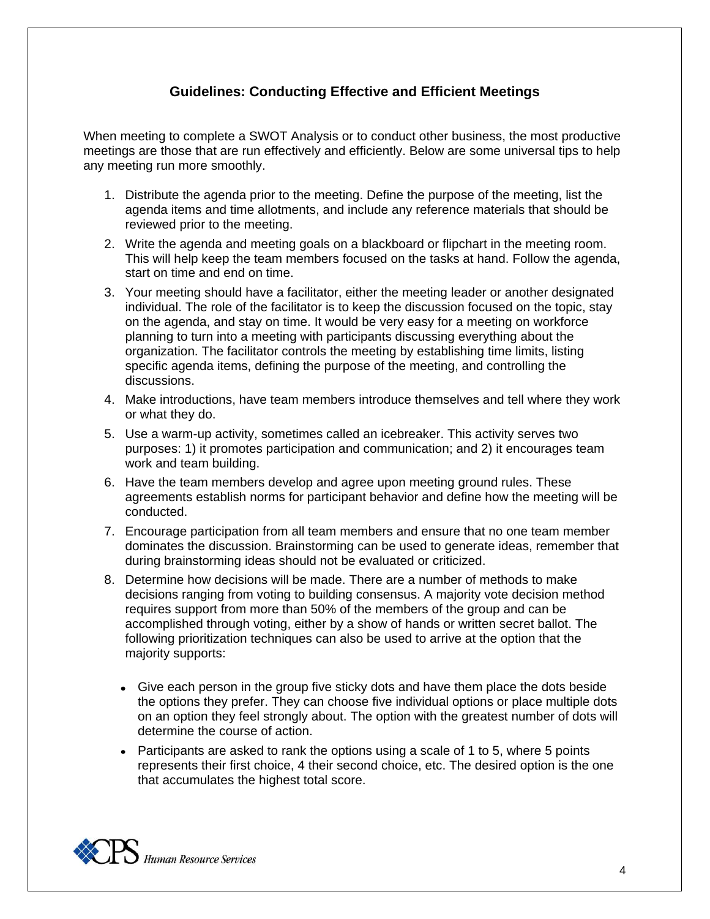## Guidelines: Conducting Effective and Efficient Meetings

When meeting to complete a SWOT Analysis or to conduct other business, the most productive meetings are those that are run effectively and efficiently. Below are some universal tips to help any meeting run more smoothly.

1. Distribute the agenda prior to the meeting. Define the purpose of the meeting, list the agenda items and time allotments, and include any reference materials that should be reviewed prior to the meeting.
2. Write the agenda and meeting goals on a blackboard or flipchart in the meeting room. This will help keep the team members focused on the tasks at hand. Follow the agenda, start on time and end on time.
3. Your meeting should have a facilitator, either the meeting leader or another designated individual. The role of the facilitator is to keep the discussion focused on the topic, stay on the agenda, and stay on time. It would be very easy for a meeting on workforce planning to turn into a meeting with participants discussing everything about the organization. The facilitator controls the meeting by establishing time limits, listing specific agenda items, defining the purpose of the meeting, and controlling the discussions.
4. Make introductions, have team members introduce themselves and tell where they work or what they do.
5. Use a warm-up activity, sometimes called an icebreaker. This activity serves two purposes: 1) it promotes participation and communication; and 2) it encourages team work and team building.
6. Have the team members develop and agree upon meeting ground rules. These agreements establish norms for participant behavior and define how the meeting will be conducted.
7. Encourage participation from all team members and ensure that no one team member dominates the discussion. Brainstorming can be used to generate ideas, remember that during brainstorming ideas should not be evaluated or criticized.
8. Determine how decisions will be made. There are a number of methods to make decisions ranging from voting to building consensus. A majority vote decision method requires support from more than 50% of the members of the group and can be accomplished through voting, either by a show of hands or written secret ballot. The following prioritization techniques can also be used to arrive at the option that the majority supports:

   - Give each person in the group five sticky dots and have them place the dots beside the options they prefer. They can choose five individual options or place multiple dots on an option they feel strongly about. The option with the greatest number of dots will determine the course of action.
   - Participants are asked to rank the options using a scale of 1 to 5, where 5 points represents their first choice, 4 their second choice, etc. The desired option is the one that accumulates the highest total score.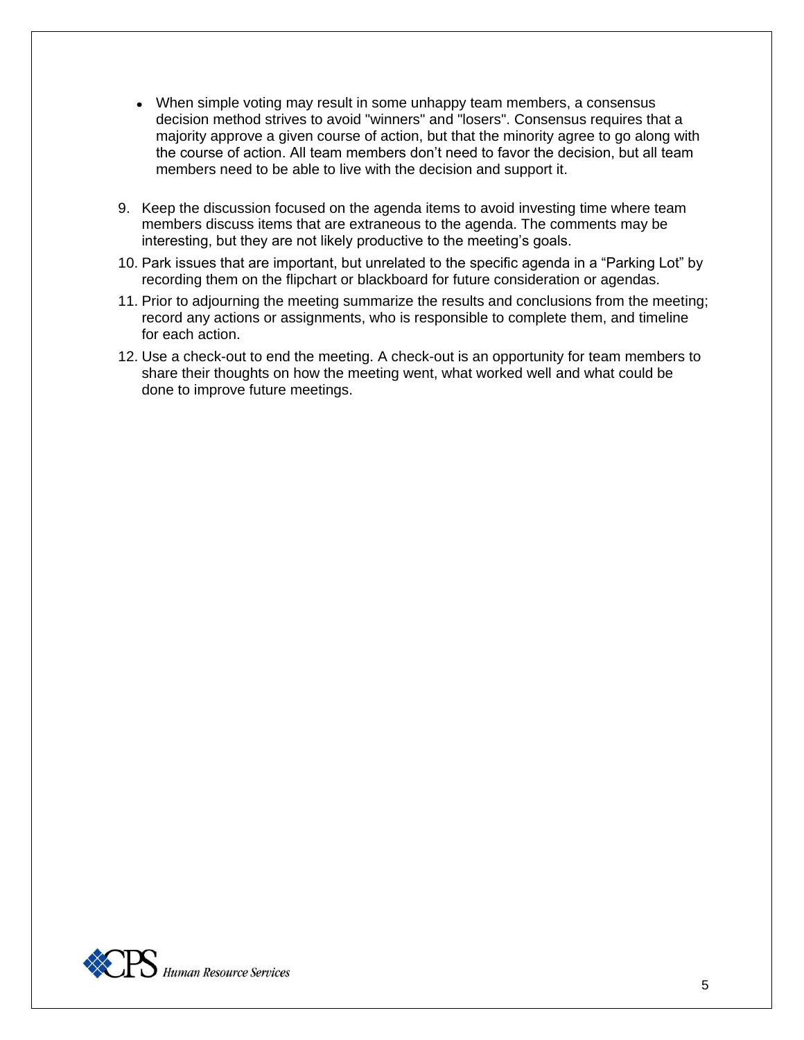- When simple voting may result in some unhappy team members, a consensus decision method strives to avoid "winners" and "losers". Consensus requires that a majority approve a given course of action, but that the minority agree to go along with the course of action. All team members don't need to favor the decision, but all team members need to be able to live with the decision and support it.

9. Keep the discussion focused on the agenda items to avoid investing time where team members discuss items that are extraneous to the agenda. The comments may be interesting, but they are not likely productive to the meeting's goals.
10. Park issues that are important, but unrelated to the specific agenda in a "Parking Lot" by recording them on the flipchart or blackboard for future consideration or agendas.
11. Prior to adjourning the meeting summarize the results and conclusions from the meeting; record any actions or assignments, who is responsible to complete them, and timeline for each action.
12. Use a check-out to end the meeting. A check-out is an opportunity for team members to share their thoughts on how the meeting went, what worked well and what could be done to improve future meetings.